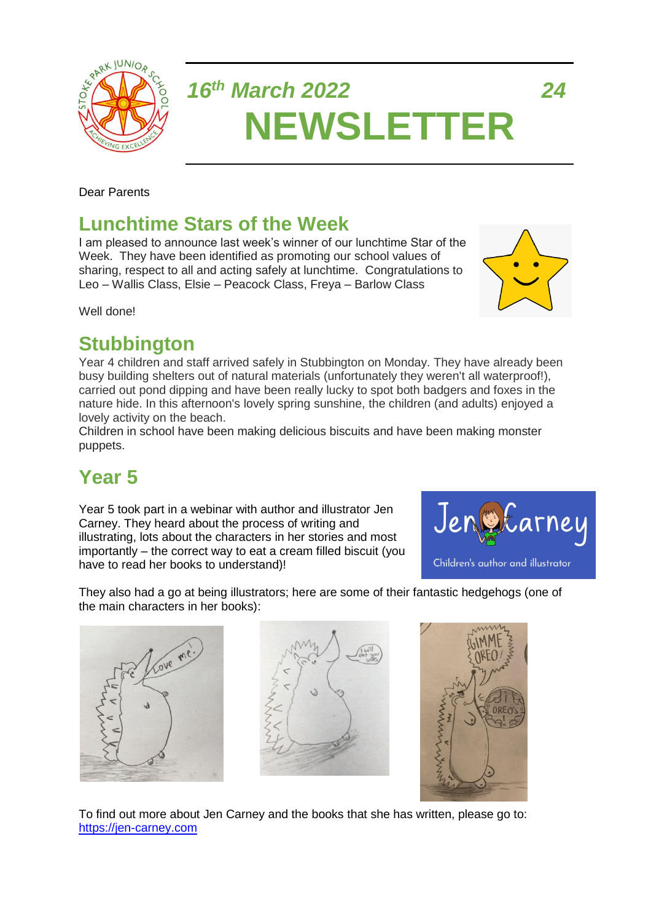# 16th March 2022 — 24

# NEWSLETTER

Dear Parents

## Lunchtime Stars of the Week

I am pleased to announce last week's winner of our lunchtime Star of the Week. They have been identified as promoting our school values of sharing, respect to all and acting safely at lunchtime. Congratulations to Leo – Wallis Class, Elsie – Peacock Class, Freya – Barlow Class

Well done!

## Stubbington

Year 4 children and staff arrived safely in Stubbington on Monday. They have already been busy building shelters out of natural materials (unfortunately they weren't all waterproof!), carried out pond dipping and have been really lucky to spot both badgers and foxes in the nature hide. In this afternoon's lovely spring sunshine, the children (and adults) enjoyed a lovely activity on the beach.

Children in school have been making delicious biscuits and have been making monster puppets.

## Year 5

Year 5 took part in a webinar with author and illustrator Jen Carney. They heard about the process of writing and illustrating, lots about the characters in her stories and most importantly – the correct way to eat a cream filled biscuit (you have to read her books to understand)!

They also had a go at being illustrators; here are some of their fantastic hedgehogs (one of the main characters in her books):

To find out more about Jen Carney and the books that she has written, please go to: https://jen-carney.com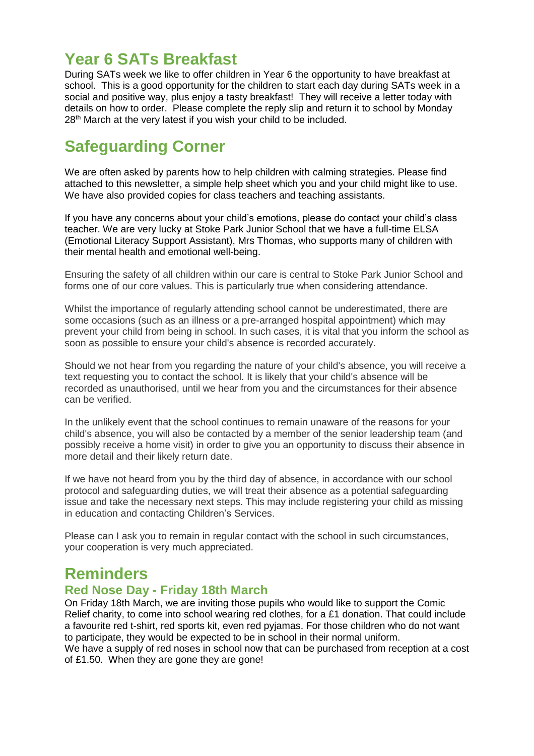# Year 6 SATs Breakfast

During SATs week we like to offer children in Year 6 the opportunity to have breakfast at school. This is a good opportunity for the children to start each day during SATs week in a social and positive way, plus enjoy a tasty breakfast! They will receive a letter today with details on how to order. Please complete the reply slip and return it to school by Monday 28th March at the very latest if you wish your child to be included.

# Safeguarding Corner

We are often asked by parents how to help children with calming strategies. Please find attached to this newsletter, a simple help sheet which you and your child might like to use. We have also provided copies for class teachers and teaching assistants.

If you have any concerns about your child's emotions, please do contact your child's class teacher. We are very lucky at Stoke Park Junior School that we have a full-time ELSA (Emotional Literacy Support Assistant), Mrs Thomas, who supports many of children with their mental health and emotional well-being.

Ensuring the safety of all children within our care is central to Stoke Park Junior School and forms one of our core values. This is particularly true when considering attendance.

Whilst the importance of regularly attending school cannot be underestimated, there are some occasions (such as an illness or a pre-arranged hospital appointment) which may prevent your child from being in school. In such cases, it is vital that you inform the school as soon as possible to ensure your child's absence is recorded accurately.

Should we not hear from you regarding the nature of your child's absence, you will receive a text requesting you to contact the school. It is likely that your child's absence will be recorded as unauthorised, until we hear from you and the circumstances for their absence can be verified.

In the unlikely event that the school continues to remain unaware of the reasons for your child's absence, you will also be contacted by a member of the senior leadership team (and possibly receive a home visit) in order to give you an opportunity to discuss their absence in more detail and their likely return date.

If we have not heard from you by the third day of absence, in accordance with our school protocol and safeguarding duties, we will treat their absence as a potential safeguarding issue and take the necessary next steps. This may include registering your child as missing in education and contacting Children's Services.

Please can I ask you to remain in regular contact with the school in such circumstances, your cooperation is very much appreciated.

# Reminders

## Red Nose Day - Friday 18th March

On Friday 18th March, we are inviting those pupils who would like to support the Comic Relief charity, to come into school wearing red clothes, for a £1 donation. That could include a favourite red t-shirt, red sports kit, even red pyjamas. For those children who do not want to participate, they would be expected to be in school in their normal uniform.
We have a supply of red noses in school now that can be purchased from reception at a cost of £1.50. When they are gone they are gone!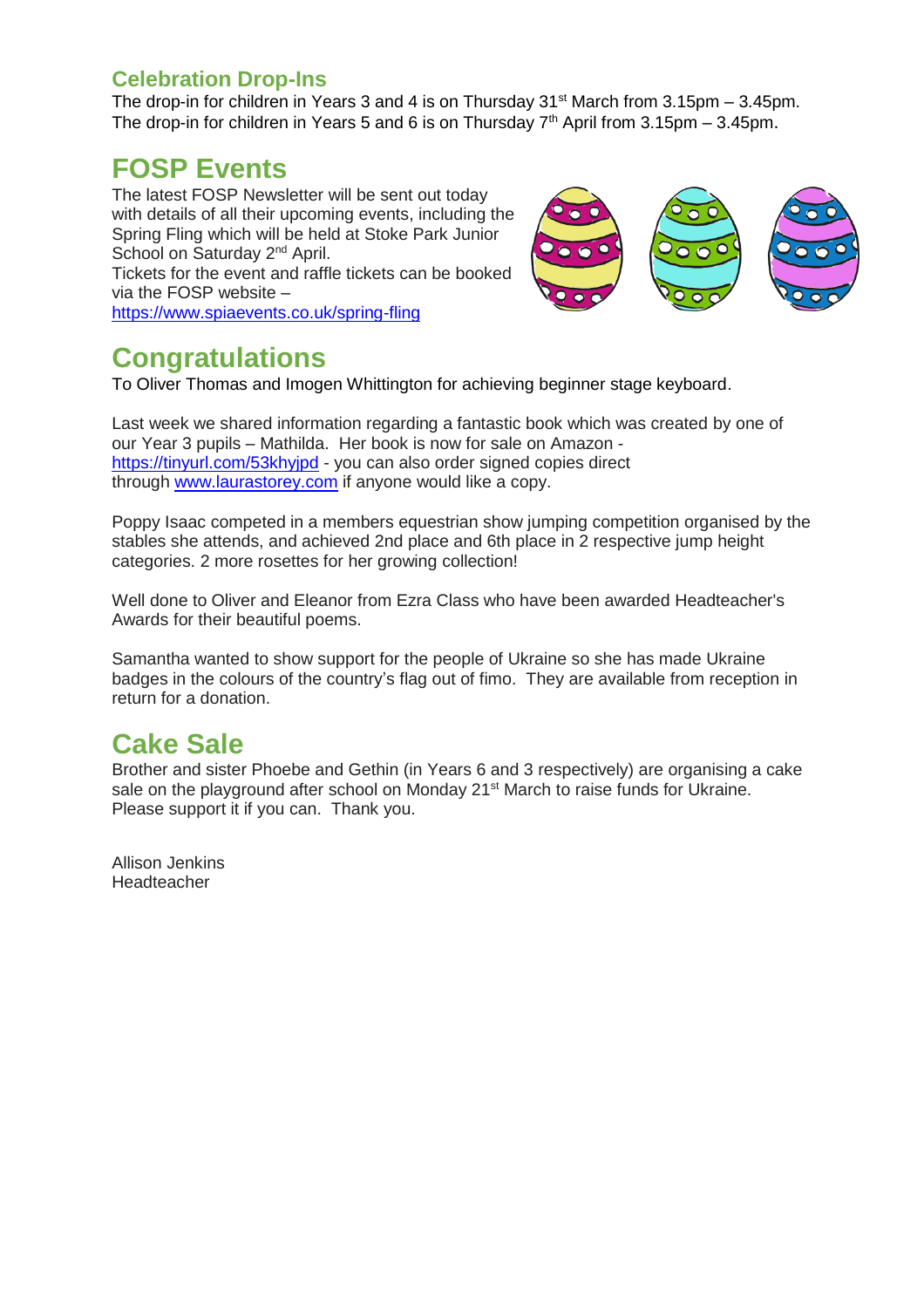## Celebration Drop-Ins

The drop-in for children in Years 3 and 4 is on Thursday 31st March from 3.15pm – 3.45pm.
The drop-in for children in Years 5 and 6 is on Thursday 7th April from 3.15pm – 3.45pm.

# FOSP Events

The latest FOSP Newsletter will be sent out today with details of all their upcoming events, including the Spring Fling which will be held at Stoke Park Junior School on Saturday 2nd April.
Tickets for the event and raffle tickets can be booked via the FOSP website – https://www.spiaevents.co.uk/spring-fling

# Congratulations

To Oliver Thomas and Imogen Whittington for achieving beginner stage keyboard.

Last week we shared information regarding a fantastic book which was created by one of our Year 3 pupils – Mathilda. Her book is now for sale on Amazon - https://tinyurl.com/53khyjpd - you can also order signed copies direct through www.laurastorey.com if anyone would like a copy.

Poppy Isaac competed in a members equestrian show jumping competition organised by the stables she attends, and achieved 2nd place and 6th place in 2 respective jump height categories. 2 more rosettes for her growing collection!

Well done to Oliver and Eleanor from Ezra Class who have been awarded Headteacher's Awards for their beautiful poems.

Samantha wanted to show support for the people of Ukraine so she has made Ukraine badges in the colours of the country's flag out of fimo. They are available from reception in return for a donation.

# Cake Sale

Brother and sister Phoebe and Gethin (in Years 6 and 3 respectively) are organising a cake sale on the playground after school on Monday 21st March to raise funds for Ukraine. Please support it if you can. Thank you.

Allison Jenkins
Headteacher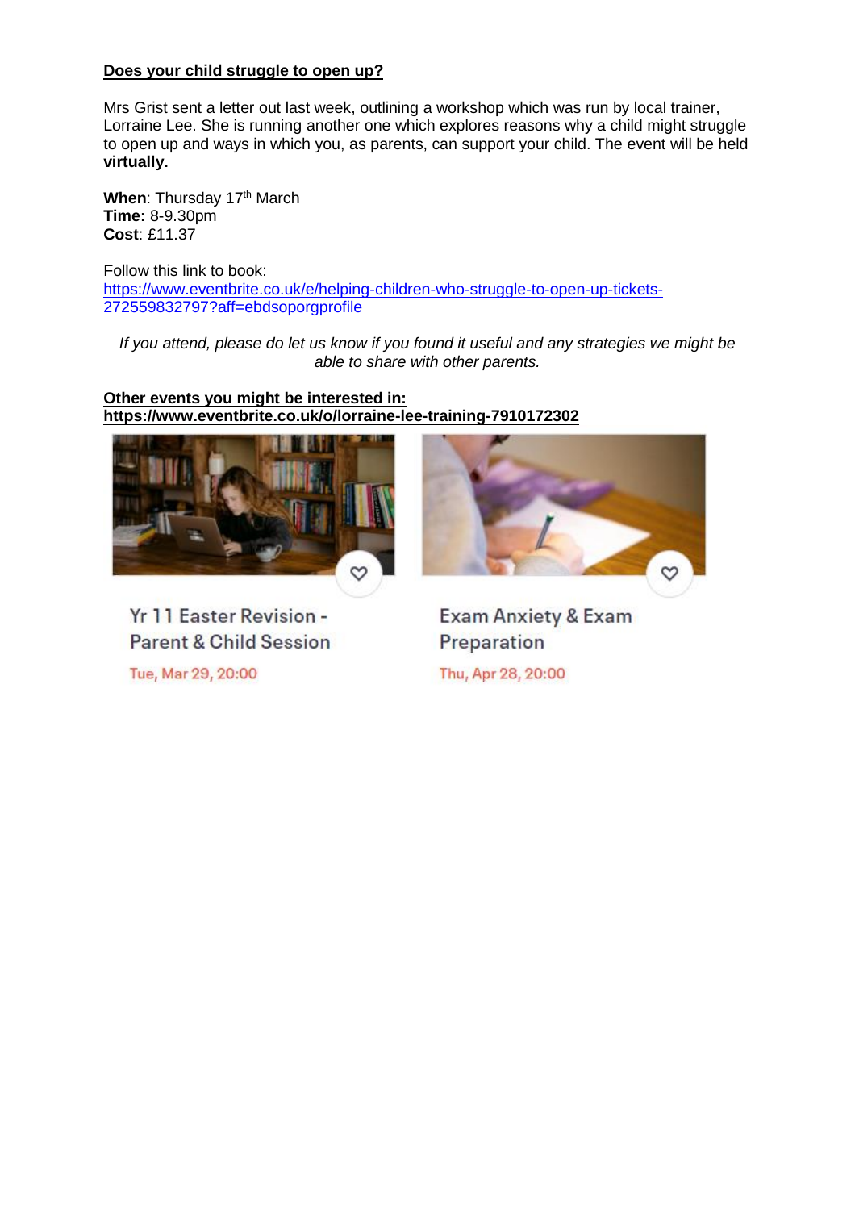**Does your child struggle to open up?**

Mrs Grist sent a letter out last week, outlining a workshop which was run by local trainer, Lorraine Lee. She is running another one which explores reasons why a child might struggle to open up and ways in which you, as parents, can support your child. The event will be held **virtually.**

**When**: Thursday 17th March
**Time:** 8-9.30pm
**Cost**: £11.37

Follow this link to book:
https://www.eventbrite.co.uk/e/helping-children-who-struggle-to-open-up-tickets-272559832797?aff=ebdsoporgprofile

*If you attend, please do let us know if you found it useful and any strategies we might be able to share with other parents.*

**Other events you might be interested in:**
**https://www.eventbrite.co.uk/o/lorraine-lee-training-7910172302**

Yr 11 Easter Revision - Parent & Child Session

Tue, Mar 29, 20:00

Exam Anxiety & Exam Preparation

Thu, Apr 28, 20:00